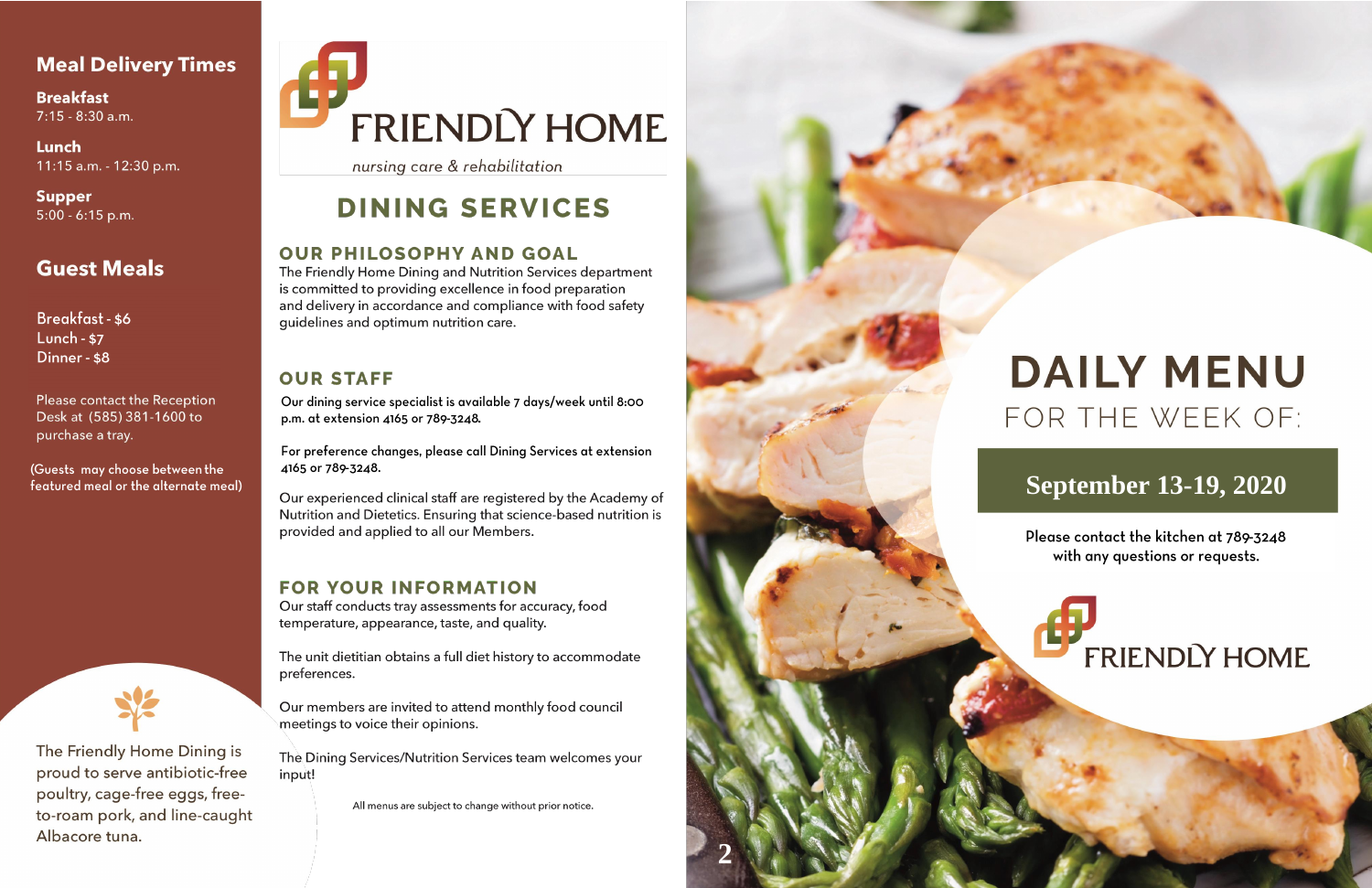## Meal Delivery Times

**Breakfast**
7:15 - 8:30 a.m.

**Lunch**
11:15 a.m. - 12:30 p.m.

**Supper**
5:00 - 6:15 p.m.

## Guest Meals

Breakfast - $6
Lunch - $7
Dinner - $8

Please contact the Reception Desk at (585) 381-1600 to purchase a tray.

(Guests may choose between the featured meal or the alternate meal)

The Friendly Home Dining is proud to serve antibiotic-free poultry, cage-free eggs, free-to-roam pork, and line-caught Albacore tuna.

FRIENDLY HOME

*nursing care & rehabilitation*

# DINING SERVICES

## OUR PHILOSOPHY AND GOAL

The Friendly Home Dining and Nutrition Services department is committed to providing excellence in food preparation and delivery in accordance and compliance with food safety guidelines and optimum nutrition care.

## OUR STAFF

Our dining service specialist is available 7 days/week until 8:00 p.m. at extension 4165 or 789-3248.

For preference changes, please call Dining Services at extension 4165 or 789-3248.

Our experienced clinical staff are registered by the Academy of Nutrition and Dietetics. Ensuring that science-based nutrition is provided and applied to all our Members.

## FOR YOUR INFORMATION

Our staff conducts tray assessments for accuracy, food temperature, appearance, taste, and quality.

The unit dietitian obtains a full diet history to accommodate preferences.

Our members are invited to attend monthly food council meetings to voice their opinions.

The Dining Services/Nutrition Services team welcomes your input!

All menus are subject to change without prior notice.

# DAILY MENU

FOR THE WEEK OF:

**September 13-19, 2020**

Please contact the kitchen at 789-3248 with any questions or requests.

FRIENDLY HOME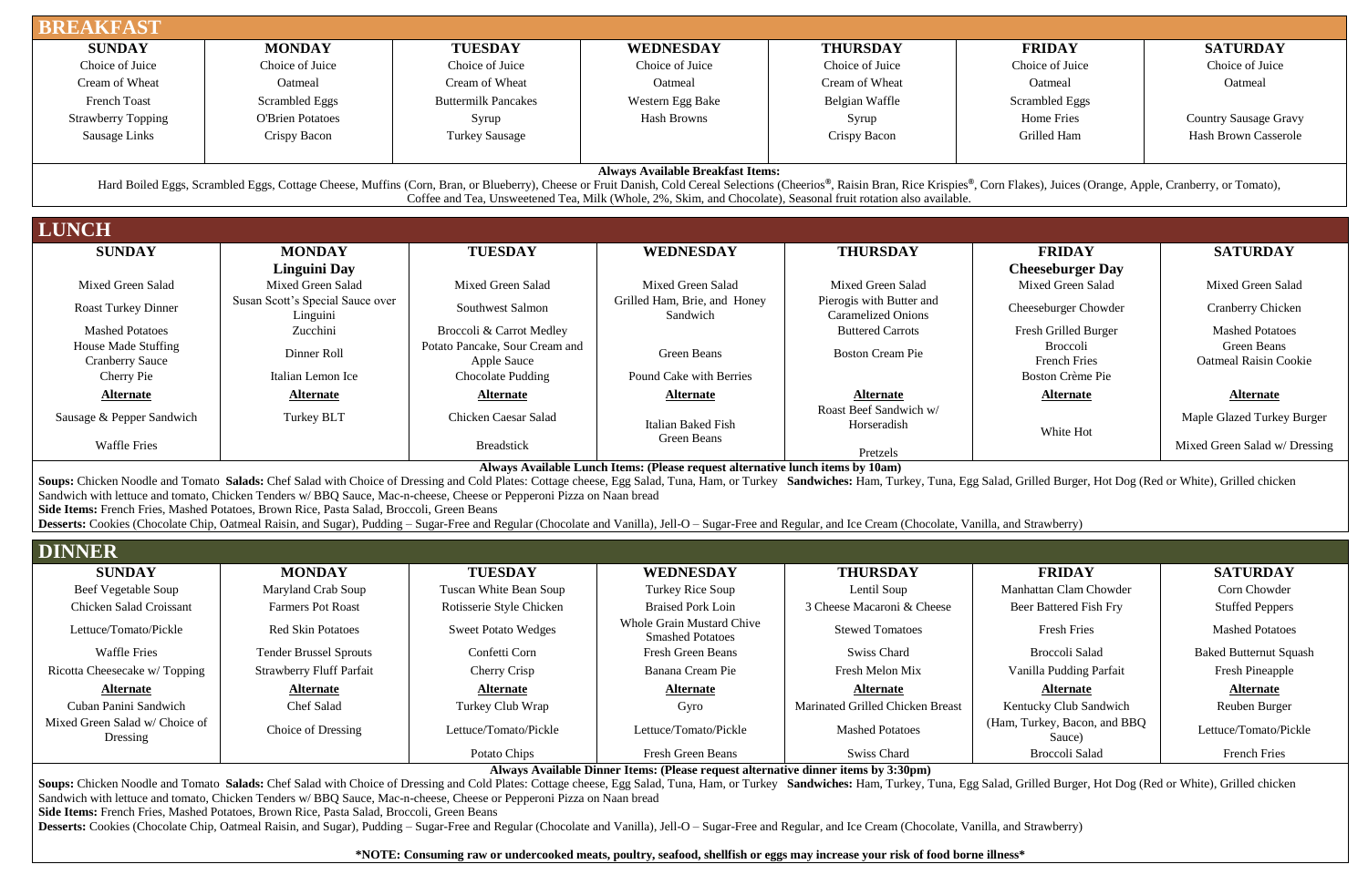## BREAKFAST

| SUNDAY | MONDAY | TUESDAY | WEDNESDAY | THURSDAY | FRIDAY | SATURDAY |
|---|---|---|---|---|---|---|
| Choice of Juice | Choice of Juice | Choice of Juice | Choice of Juice | Choice of Juice | Choice of Juice | Choice of Juice |
| Cream of Wheat | Oatmeal | Cream of Wheat | Oatmeal | Cream of Wheat | Oatmeal | Oatmeal |
| French Toast | Scrambled Eggs | Buttermilk Pancakes | Western Egg Bake | Belgian Waffle | Scrambled Eggs | |
| Strawberry Topping | O'Brien Potatoes | Syrup | Hash Browns | Syrup | Home Fries | Country Sausage Gravy |
| Sausage Links | Crispy Bacon | Turkey Sausage | | Crispy Bacon | Grilled Ham | Hash Brown Casserole |

**Always Available Breakfast Items:**
Hard Boiled Eggs, Scrambled Eggs, Cottage Cheese, Muffins (Corn, Bran, or Blueberry), Cheese or Fruit Danish, Cold Cereal Selections (Cheerios®, Raisin Bran, Rice Krispies®, Corn Flakes), Juices (Orange, Apple, Cranberry, or Tomato), Coffee and Tea, Unsweetened Tea, Milk (Whole, 2%, Skim, and Chocolate), Seasonal fruit rotation also available.

## LUNCH

| SUNDAY | MONDAY | TUESDAY | WEDNESDAY | THURSDAY | FRIDAY | SATURDAY |
|---|---|---|---|---|---|---|
| | **Linguini Day** | | | | **Cheeseburger Day** | |
| Mixed Green Salad | Mixed Green Salad | Mixed Green Salad | Mixed Green Salad | Mixed Green Salad | Mixed Green Salad | Mixed Green Salad |
| Roast Turkey Dinner | Susan Scott's Special Sauce over Linguini | Southwest Salmon | Grilled Ham, Brie, and Honey Sandwich | Pierogis with Butter and Caramelized Onions | Cheeseburger Chowder | Cranberry Chicken |
| Mashed Potatoes | Zucchini | Broccoli & Carrot Medley | | Buttered Carrots | Fresh Grilled Burger | Mashed Potatoes |
| House Made Stuffing<br>Cranberry Sauce | Dinner Roll | Potato Pancake, Sour Cream and Apple Sauce | Green Beans | Boston Cream Pie | Broccoli<br>French Fries | Green Beans<br>Oatmeal Raisin Cookie |
| Cherry Pie | Italian Lemon Ice | Chocolate Pudding | Pound Cake with Berries | | Boston Crème Pie | |
| **Alternate** | **Alternate** | **Alternate** | **Alternate** | **Alternate** | **Alternate** | **Alternate** |
| Sausage & Pepper Sandwich | Turkey BLT | Chicken Caesar Salad | Italian Baked Fish | Roast Beef Sandwich w/ Horseradish | White Hot | Maple Glazed Turkey Burger |
| Waffle Fries | | Breadstick | Green Beans | Pretzels | | Mixed Green Salad w/ Dressing |

**Always Available Lunch Items: (Please request alternative lunch items by 10am)**

**Soups:** Chicken Noodle and Tomato **Salads:** Chef Salad with Choice of Dressing and Cold Plates: Cottage cheese, Egg Salad, Tuna, Ham, or Turkey **Sandwiches:** Ham, Turkey, Tuna, Egg Salad, Grilled Burger, Hot Dog (Red or White), Grilled chicken Sandwich with lettuce and tomato, Chicken Tenders w/ BBQ Sauce, Mac-n-cheese, Cheese or Pepperoni Pizza on Naan bread

**Side Items:** French Fries, Mashed Potatoes, Brown Rice, Pasta Salad, Broccoli, Green Beans

**Desserts:** Cookies (Chocolate Chip, Oatmeal Raisin, and Sugar), Pudding – Sugar-Free and Regular (Chocolate and Vanilla), Jell-O – Sugar-Free and Regular, and Ice Cream (Chocolate, Vanilla, and Strawberry)

## DINNER

| SUNDAY | MONDAY | TUESDAY | WEDNESDAY | THURSDAY | FRIDAY | SATURDAY |
|---|---|---|---|---|---|---|
| Beef Vegetable Soup | Maryland Crab Soup | Tuscan White Bean Soup | Turkey Rice Soup | Lentil Soup | Manhattan Clam Chowder | Corn Chowder |
| Chicken Salad Croissant | Farmers Pot Roast | Rotisserie Style Chicken | Braised Pork Loin | 3 Cheese Macaroni & Cheese | Beer Battered Fish Fry | Stuffed Peppers |
| Lettuce/Tomato/Pickle | Red Skin Potatoes | Sweet Potato Wedges | Whole Grain Mustard Chive Smashed Potatoes | Stewed Tomatoes | Fresh Fries | Mashed Potatoes |
| Waffle Fries | Tender Brussel Sprouts | Confetti Corn | Fresh Green Beans | Swiss Chard | Broccoli Salad | Baked Butternut Squash |
| Ricotta Cheesecake w/ Topping | Strawberry Fluff Parfait | Cherry Crisp | Banana Cream Pie | Fresh Melon Mix | Vanilla Pudding Parfait | Fresh Pineapple |
| **Alternate** | **Alternate** | **Alternate** | **Alternate** | **Alternate** | **Alternate** | **Alternate** |
| Cuban Panini Sandwich | Chef Salad | Turkey Club Wrap | Gyro | Marinated Grilled Chicken Breast | Kentucky Club Sandwich | Reuben Burger |
| Mixed Green Salad w/ Choice of Dressing | Choice of Dressing | Lettuce/Tomato/Pickle | Lettuce/Tomato/Pickle | Mashed Potatoes | (Ham, Turkey, Bacon, and BBQ Sauce) | Lettuce/Tomato/Pickle |
| | | Potato Chips | Fresh Green Beans | Swiss Chard | Broccoli Salad | French Fries |

**Always Available Dinner Items: (Please request alternative dinner items by 3:30pm)**

**Soups:** Chicken Noodle and Tomato **Salads:** Chef Salad with Choice of Dressing and Cold Plates: Cottage cheese, Egg Salad, Tuna, Ham, or Turkey **Sandwiches:** Ham, Turkey, Tuna, Egg Salad, Grilled Burger, Hot Dog (Red or White), Grilled chicken Sandwich with lettuce and tomato, Chicken Tenders w/ BBQ Sauce, Mac-n-cheese, Cheese or Pepperoni Pizza on Naan bread

**Side Items:** French Fries, Mashed Potatoes, Brown Rice, Pasta Salad, Broccoli, Green Beans

**Desserts:** Cookies (Chocolate Chip, Oatmeal Raisin, and Sugar), Pudding – Sugar-Free and Regular (Chocolate and Vanilla), Jell-O – Sugar-Free and Regular, and Ice Cream (Chocolate, Vanilla, and Strawberry)

**\*NOTE: Consuming raw or undercooked meats, poultry, seafood, shellfish or eggs may increase your risk of food borne illness\***